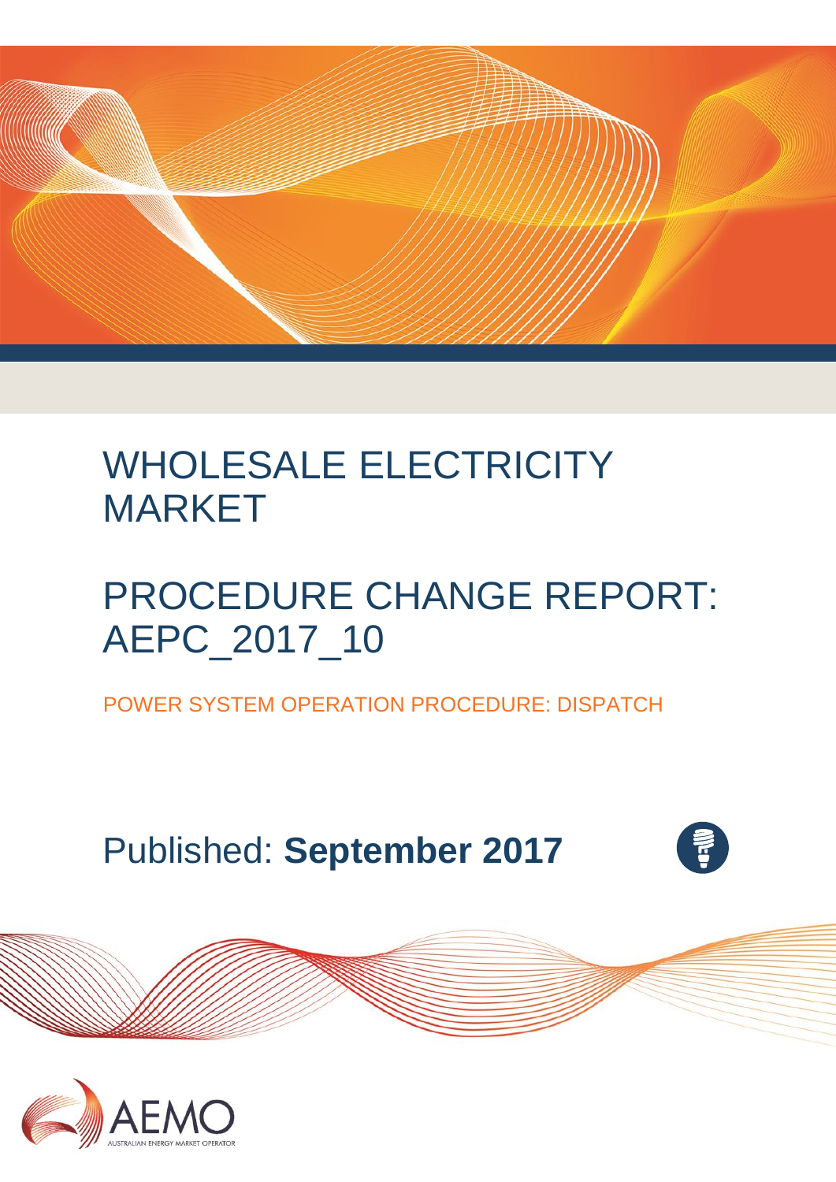# WHOLESALE ELECTRICITY MARKET

# PROCEDURE CHANGE REPORT: AEPC_2017_10

POWER SYSTEM OPERATION PROCEDURE: DISPATCH

Published: **September 2017**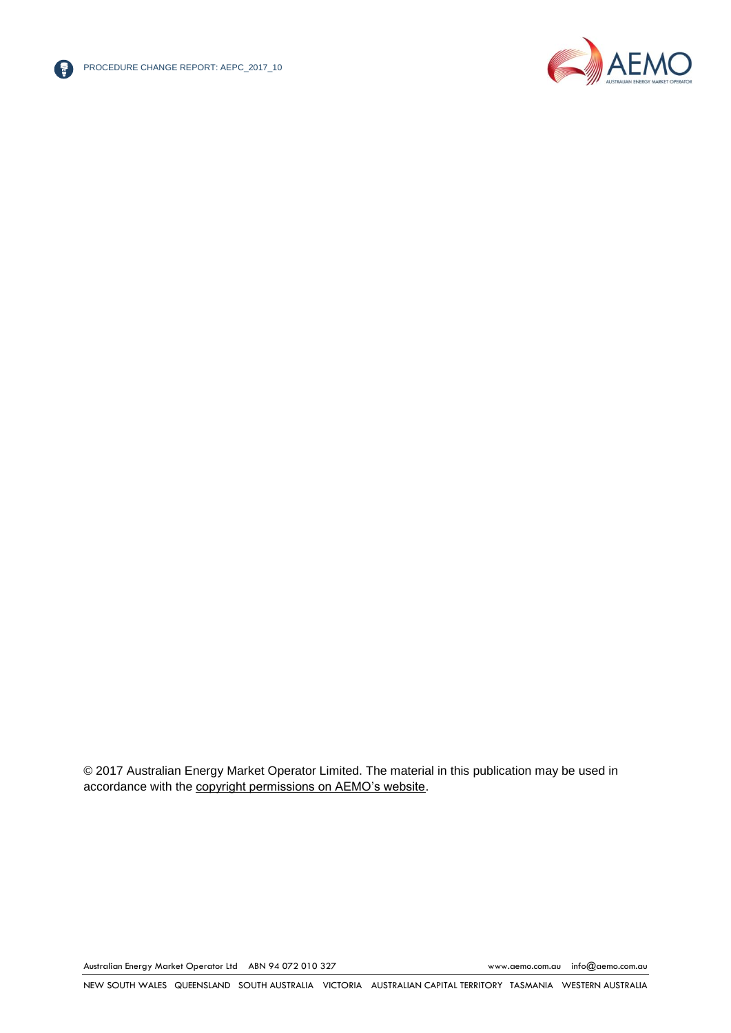© 2017 Australian Energy Market Operator Limited. The material in this publication may be used in accordance with the copyright permissions on AEMO's website.

Australian Energy Market Operator Ltd ABN 94 072 010 327 www.aemo.com.au info@aemo.com.au

NEW SOUTH WALES QUEENSLAND SOUTH AUSTRALIA VICTORIA AUSTRALIAN CAPITAL TERRITORY TASMANIA WESTERN AUSTRALIA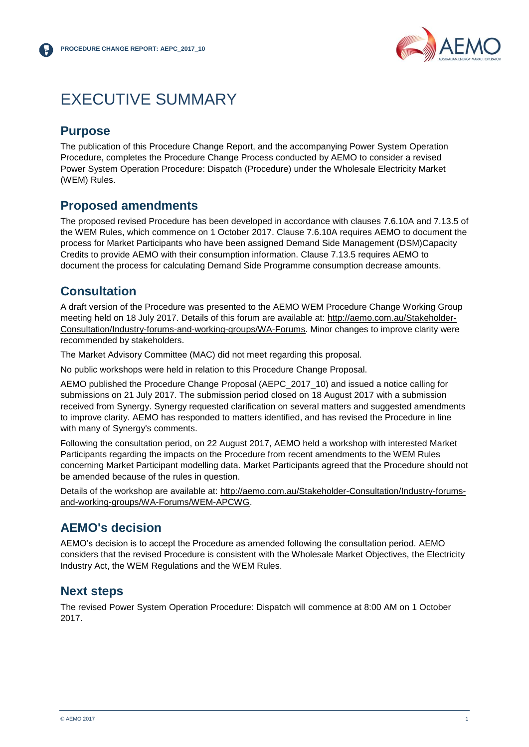# EXECUTIVE SUMMARY

## Purpose

The publication of this Procedure Change Report, and the accompanying Power System Operation Procedure, completes the Procedure Change Process conducted by AEMO to consider a revised Power System Operation Procedure: Dispatch (Procedure) under the Wholesale Electricity Market (WEM) Rules.

## Proposed amendments

The proposed revised Procedure has been developed in accordance with clauses 7.6.10A and 7.13.5 of the WEM Rules, which commence on 1 October 2017. Clause 7.6.10A requires AEMO to document the process for Market Participants who have been assigned Demand Side Management (DSM)Capacity Credits to provide AEMO with their consumption information. Clause 7.13.5 requires AEMO to document the process for calculating Demand Side Programme consumption decrease amounts.

## Consultation

A draft version of the Procedure was presented to the AEMO WEM Procedure Change Working Group meeting held on 18 July 2017. Details of this forum are available at: http://aemo.com.au/Stakeholder-Consultation/Industry-forums-and-working-groups/WA-Forums. Minor changes to improve clarity were recommended by stakeholders.

The Market Advisory Committee (MAC) did not meet regarding this proposal.

No public workshops were held in relation to this Procedure Change Proposal.

AEMO published the Procedure Change Proposal (AEPC_2017_10) and issued a notice calling for submissions on 21 July 2017. The submission period closed on 18 August 2017 with a submission received from Synergy. Synergy requested clarification on several matters and suggested amendments to improve clarity. AEMO has responded to matters identified, and has revised the Procedure in line with many of Synergy's comments.

Following the consultation period, on 22 August 2017, AEMO held a workshop with interested Market Participants regarding the impacts on the Procedure from recent amendments to the WEM Rules concerning Market Participant modelling data. Market Participants agreed that the Procedure should not be amended because of the rules in question.

Details of the workshop are available at: http://aemo.com.au/Stakeholder-Consultation/Industry-forums-and-working-groups/WA-Forums/WEM-APCWG.

## AEMO's decision

AEMO's decision is to accept the Procedure as amended following the consultation period. AEMO considers that the revised Procedure is consistent with the Wholesale Market Objectives, the Electricity Industry Act, the WEM Regulations and the WEM Rules.

## Next steps

The revised Power System Operation Procedure: Dispatch will commence at 8:00 AM on 1 October 2017.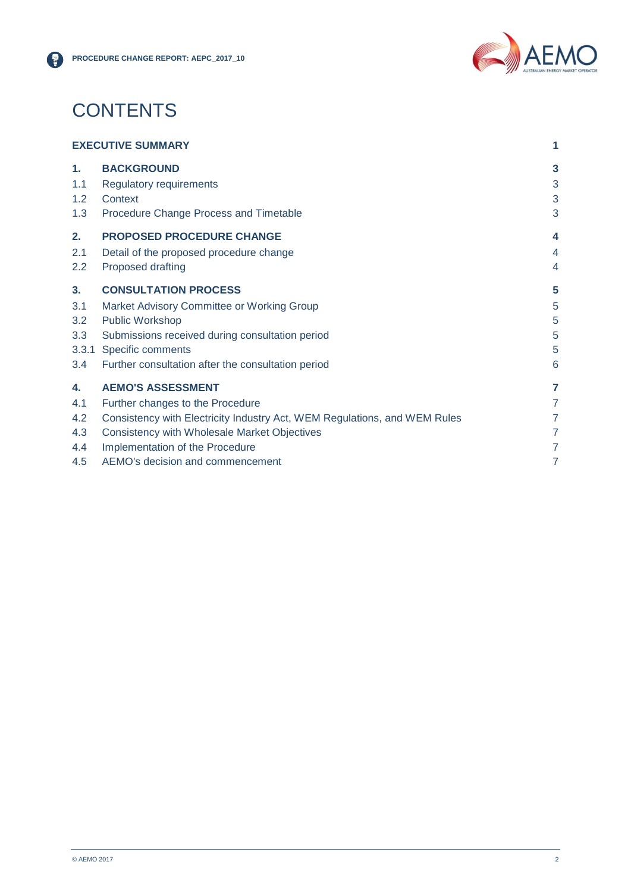# CONTENTS

| | | |
|---|---|---|
| **EXECUTIVE SUMMARY** | | **1** |
| **1.** | **BACKGROUND** | **3** |
| 1.1 | Regulatory requirements | 3 |
| 1.2 | Context | 3 |
| 1.3 | Procedure Change Process and Timetable | 3 |
| **2.** | **PROPOSED PROCEDURE CHANGE** | **4** |
| 2.1 | Detail of the proposed procedure change | 4 |
| 2.2 | Proposed drafting | 4 |
| **3.** | **CONSULTATION PROCESS** | **5** |
| 3.1 | Market Advisory Committee or Working Group | 5 |
| 3.2 | Public Workshop | 5 |
| 3.3 | Submissions received during consultation period | 5 |
| 3.3.1 | Specific comments | 5 |
| 3.4 | Further consultation after the consultation period | 6 |
| **4.** | **AEMO'S ASSESSMENT** | **7** |
| 4.1 | Further changes to the Procedure | 7 |
| 4.2 | Consistency with Electricity Industry Act, WEM Regulations, and WEM Rules | 7 |
| 4.3 | Consistency with Wholesale Market Objectives | 7 |
| 4.4 | Implementation of the Procedure | 7 |
| 4.5 | AEMO's decision and commencement | 7 |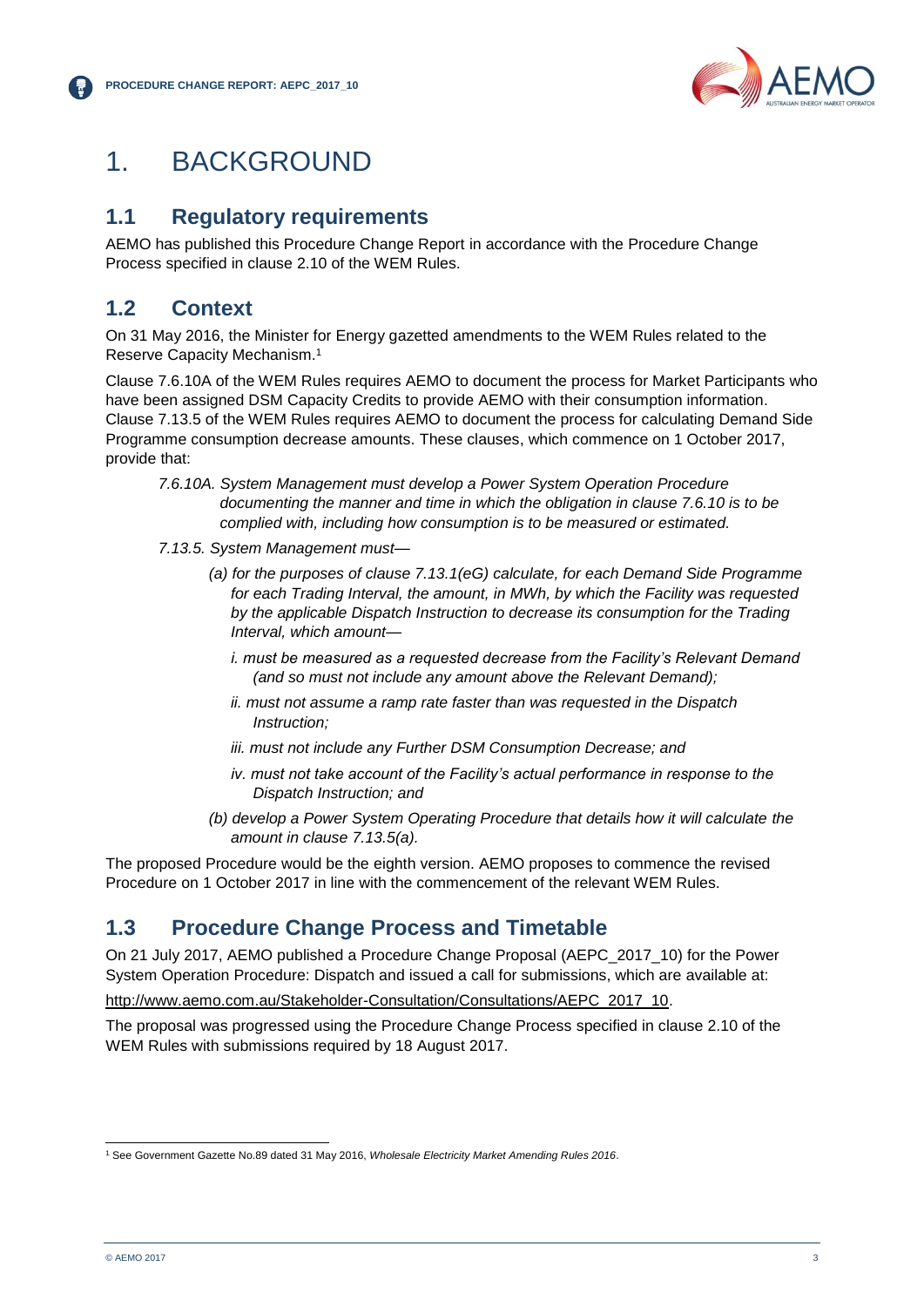# 1. BACKGROUND

## 1.1 Regulatory requirements

AEMO has published this Procedure Change Report in accordance with the Procedure Change Process specified in clause 2.10 of the WEM Rules.

## 1.2 Context

On 31 May 2016, the Minister for Energy gazetted amendments to the WEM Rules related to the Reserve Capacity Mechanism.[1]

Clause 7.6.10A of the WEM Rules requires AEMO to document the process for Market Participants who have been assigned DSM Capacity Credits to provide AEMO with their consumption information. Clause 7.13.5 of the WEM Rules requires AEMO to document the process for calculating Demand Side Programme consumption decrease amounts. These clauses, which commence on 1 October 2017, provide that:

> *7.6.10A. System Management must develop a Power System Operation Procedure documenting the manner and time in which the obligation in clause 7.6.10 is to be complied with, including how consumption is to be measured or estimated.*
>
> *7.13.5. System Management must—*
>
> *(a) for the purposes of clause 7.13.1(eG) calculate, for each Demand Side Programme for each Trading Interval, the amount, in MWh, by which the Facility was requested by the applicable Dispatch Instruction to decrease its consumption for the Trading Interval, which amount—*
>
> *i. must be measured as a requested decrease from the Facility's Relevant Demand (and so must not include any amount above the Relevant Demand);*
>
> *ii. must not assume a ramp rate faster than was requested in the Dispatch Instruction;*
>
> *iii. must not include any Further DSM Consumption Decrease; and*
>
> *iv. must not take account of the Facility's actual performance in response to the Dispatch Instruction; and*
>
> *(b) develop a Power System Operating Procedure that details how it will calculate the amount in clause 7.13.5(a).*

The proposed Procedure would be the eighth version. AEMO proposes to commence the revised Procedure on 1 October 2017 in line with the commencement of the relevant WEM Rules.

## 1.3 Procedure Change Process and Timetable

On 21 July 2017, AEMO published a Procedure Change Proposal (AEPC_2017_10) for the Power System Operation Procedure: Dispatch and issued a call for submissions, which are available at:

http://www.aemo.com.au/Stakeholder-Consultation/Consultations/AEPC_2017_10.

The proposal was progressed using the Procedure Change Process specified in clause 2.10 of the WEM Rules with submissions required by 18 August 2017.

---

[1] See Government Gazette No.89 dated 31 May 2016, *Wholesale Electricity Market Amending Rules 2016*.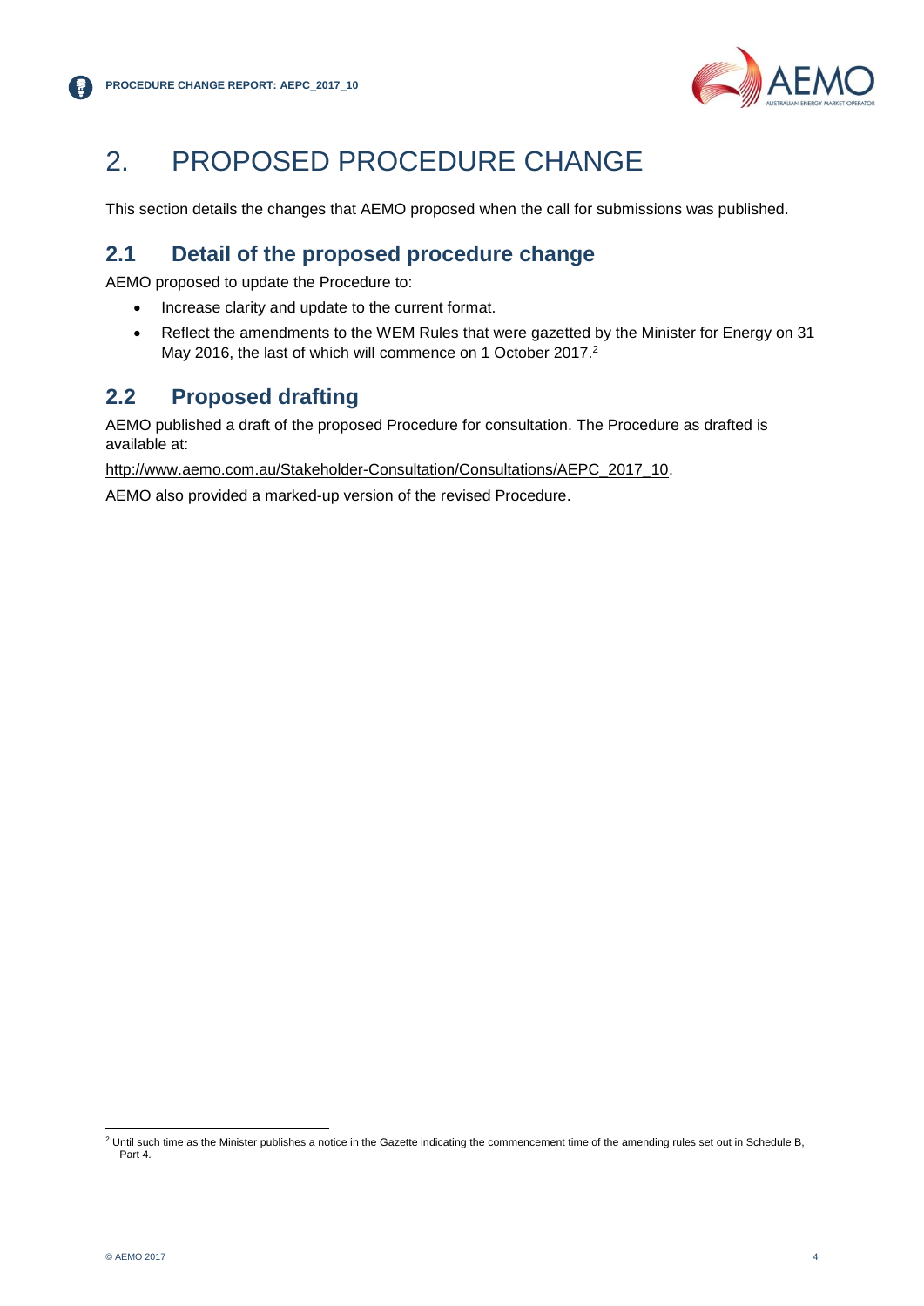# 2. PROPOSED PROCEDURE CHANGE

This section details the changes that AEMO proposed when the call for submissions was published.

## 2.1 Detail of the proposed procedure change

AEMO proposed to update the Procedure to:

- Increase clarity and update to the current format.
- Reflect the amendments to the WEM Rules that were gazetted by the Minister for Energy on 31 May 2016, the last of which will commence on 1 October 2017.[2]

## 2.2 Proposed drafting

AEMO published a draft of the proposed Procedure for consultation. The Procedure as drafted is available at:

http://www.aemo.com.au/Stakeholder-Consultation/Consultations/AEPC_2017_10.

AEMO also provided a marked-up version of the revised Procedure.

---

[2] Until such time as the Minister publishes a notice in the Gazette indicating the commencement time of the amending rules set out in Schedule B, Part 4.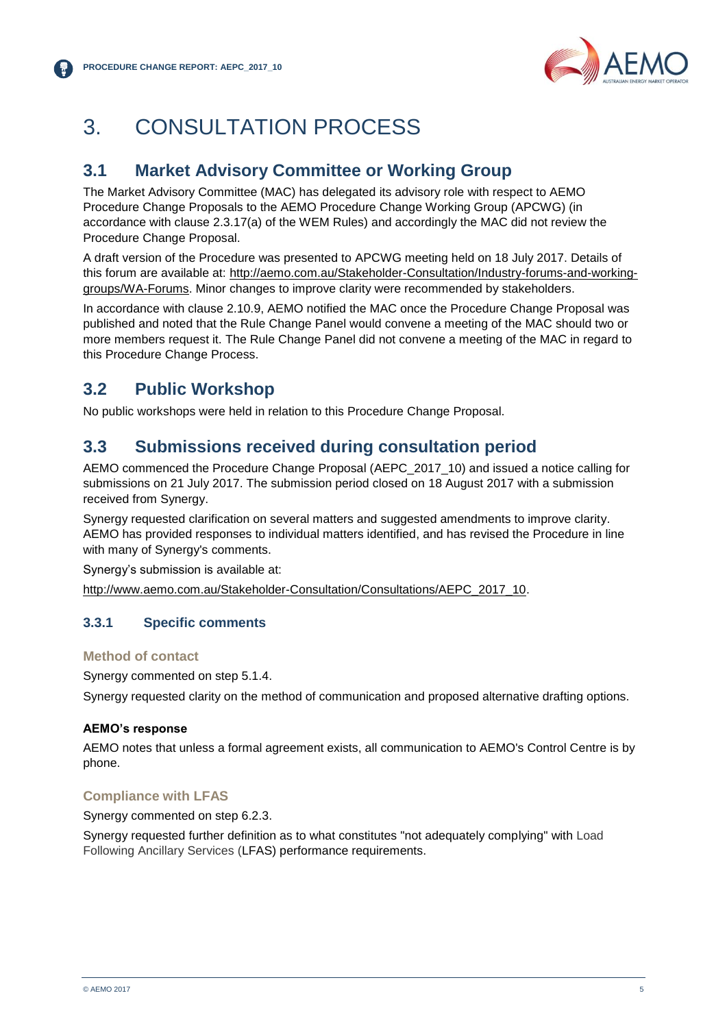# 3. CONSULTATION PROCESS

## 3.1 Market Advisory Committee or Working Group

The Market Advisory Committee (MAC) has delegated its advisory role with respect to AEMO Procedure Change Proposals to the AEMO Procedure Change Working Group (APCWG) (in accordance with clause 2.3.17(a) of the WEM Rules) and accordingly the MAC did not review the Procedure Change Proposal.

A draft version of the Procedure was presented to APCWG meeting held on 18 July 2017. Details of this forum are available at: http://aemo.com.au/Stakeholder-Consultation/Industry-forums-and-working-groups/WA-Forums. Minor changes to improve clarity were recommended by stakeholders.

In accordance with clause 2.10.9, AEMO notified the MAC once the Procedure Change Proposal was published and noted that the Rule Change Panel would convene a meeting of the MAC should two or more members request it. The Rule Change Panel did not convene a meeting of the MAC in regard to this Procedure Change Process.

## 3.2 Public Workshop

No public workshops were held in relation to this Procedure Change Proposal.

## 3.3 Submissions received during consultation period

AEMO commenced the Procedure Change Proposal (AEPC_2017_10) and issued a notice calling for submissions on 21 July 2017. The submission period closed on 18 August 2017 with a submission received from Synergy.

Synergy requested clarification on several matters and suggested amendments to improve clarity. AEMO has provided responses to individual matters identified, and has revised the Procedure in line with many of Synergy's comments.

Synergy's submission is available at:

http://www.aemo.com.au/Stakeholder-Consultation/Consultations/AEPC_2017_10.

### 3.3.1 Specific comments

#### Method of contact

Synergy commented on step 5.1.4.

Synergy requested clarity on the method of communication and proposed alternative drafting options.

**AEMO's response**

AEMO notes that unless a formal agreement exists, all communication to AEMO's Control Centre is by phone.

#### Compliance with LFAS

Synergy commented on step 6.2.3.

Synergy requested further definition as to what constitutes "not adequately complying" with Load Following Ancillary Services (LFAS) performance requirements.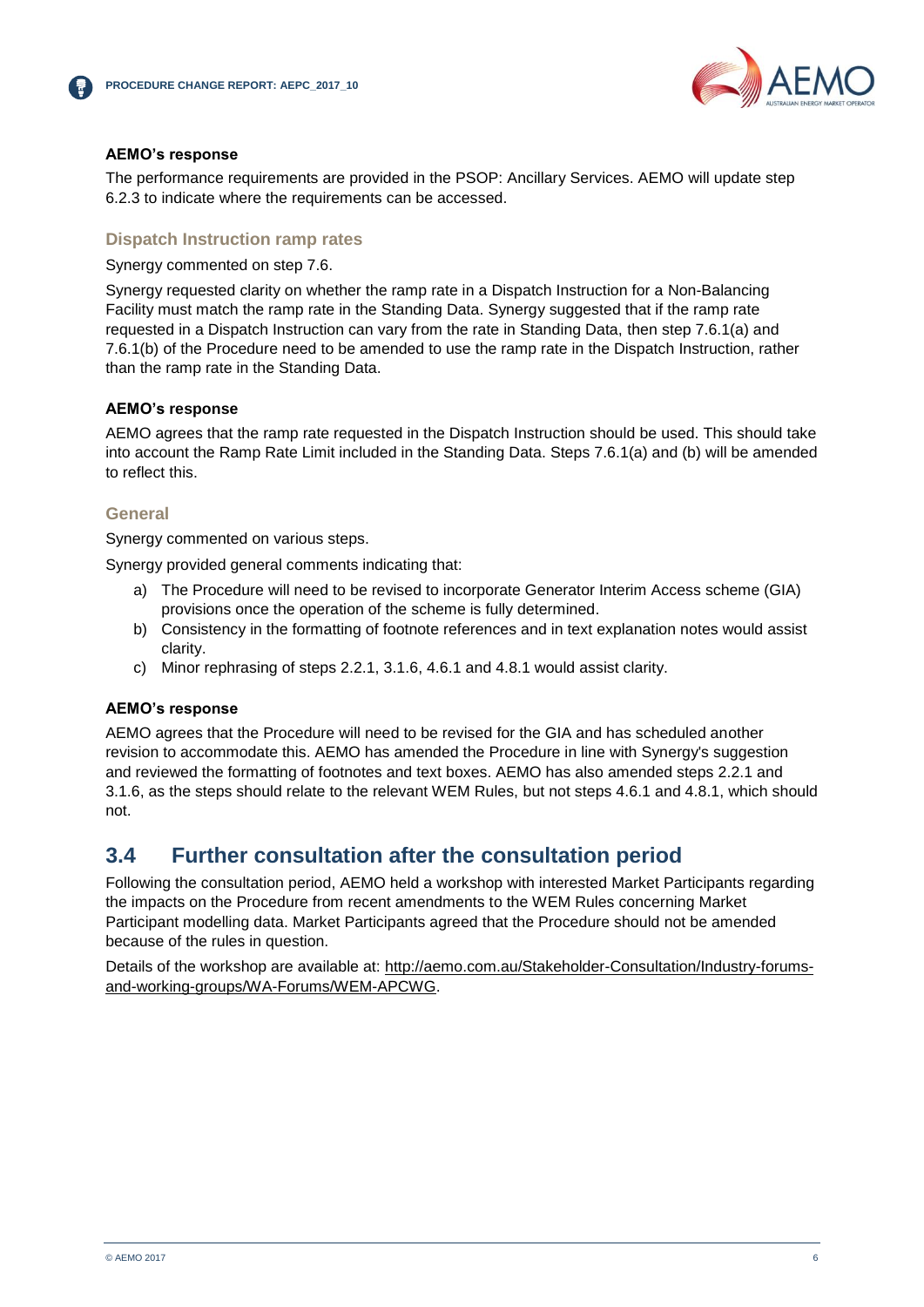**AEMO's response**

The performance requirements are provided in the PSOP: Ancillary Services. AEMO will update step 6.2.3 to indicate where the requirements can be accessed.

### Dispatch Instruction ramp rates

Synergy commented on step 7.6.

Synergy requested clarity on whether the ramp rate in a Dispatch Instruction for a Non-Balancing Facility must match the ramp rate in the Standing Data. Synergy suggested that if the ramp rate requested in a Dispatch Instruction can vary from the rate in Standing Data, then step 7.6.1(a) and 7.6.1(b) of the Procedure need to be amended to use the ramp rate in the Dispatch Instruction, rather than the ramp rate in the Standing Data.

**AEMO's response**

AEMO agrees that the ramp rate requested in the Dispatch Instruction should be used. This should take into account the Ramp Rate Limit included in the Standing Data. Steps 7.6.1(a) and (b) will be amended to reflect this.

### General

Synergy commented on various steps.

Synergy provided general comments indicating that:

a) The Procedure will need to be revised to incorporate Generator Interim Access scheme (GIA) provisions once the operation of the scheme is fully determined.
b) Consistency in the formatting of footnote references and in text explanation notes would assist clarity.
c) Minor rephrasing of steps 2.2.1, 3.1.6, 4.6.1 and 4.8.1 would assist clarity.

**AEMO's response**

AEMO agrees that the Procedure will need to be revised for the GIA and has scheduled another revision to accommodate this. AEMO has amended the Procedure in line with Synergy's suggestion and reviewed the formatting of footnotes and text boxes. AEMO has also amended steps 2.2.1 and 3.1.6, as the steps should relate to the relevant WEM Rules, but not steps 4.6.1 and 4.8.1, which should not.

## 3.4 Further consultation after the consultation period

Following the consultation period, AEMO held a workshop with interested Market Participants regarding the impacts on the Procedure from recent amendments to the WEM Rules concerning Market Participant modelling data. Market Participants agreed that the Procedure should not be amended because of the rules in question.

Details of the workshop are available at: http://aemo.com.au/Stakeholder-Consultation/Industry-forums-and-working-groups/WA-Forums/WEM-APCWG.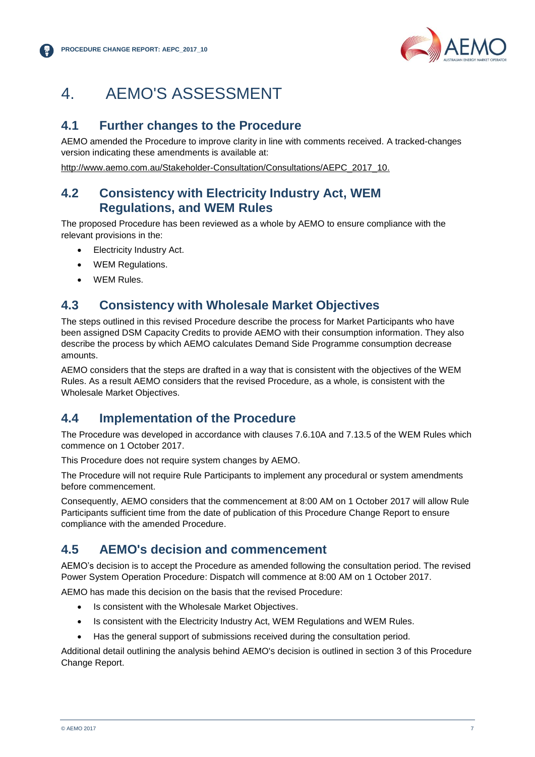# 4. AEMO'S ASSESSMENT

## 4.1 Further changes to the Procedure

AEMO amended the Procedure to improve clarity in line with comments received. A tracked-changes version indicating these amendments is available at:

http://www.aemo.com.au/Stakeholder-Consultation/Consultations/AEPC_2017_10.

## 4.2 Consistency with Electricity Industry Act, WEM Regulations, and WEM Rules

The proposed Procedure has been reviewed as a whole by AEMO to ensure compliance with the relevant provisions in the:

- Electricity Industry Act.
- WEM Regulations.
- WEM Rules.

## 4.3 Consistency with Wholesale Market Objectives

The steps outlined in this revised Procedure describe the process for Market Participants who have been assigned DSM Capacity Credits to provide AEMO with their consumption information. They also describe the process by which AEMO calculates Demand Side Programme consumption decrease amounts.

AEMO considers that the steps are drafted in a way that is consistent with the objectives of the WEM Rules. As a result AEMO considers that the revised Procedure, as a whole, is consistent with the Wholesale Market Objectives.

## 4.4 Implementation of the Procedure

The Procedure was developed in accordance with clauses 7.6.10A and 7.13.5 of the WEM Rules which commence on 1 October 2017.

This Procedure does not require system changes by AEMO.

The Procedure will not require Rule Participants to implement any procedural or system amendments before commencement.

Consequently, AEMO considers that the commencement at 8:00 AM on 1 October 2017 will allow Rule Participants sufficient time from the date of publication of this Procedure Change Report to ensure compliance with the amended Procedure.

## 4.5 AEMO's decision and commencement

AEMO's decision is to accept the Procedure as amended following the consultation period. The revised Power System Operation Procedure: Dispatch will commence at 8:00 AM on 1 October 2017.

AEMO has made this decision on the basis that the revised Procedure:

- Is consistent with the Wholesale Market Objectives.
- Is consistent with the Electricity Industry Act, WEM Regulations and WEM Rules.
- Has the general support of submissions received during the consultation period.

Additional detail outlining the analysis behind AEMO's decision is outlined in section 3 of this Procedure Change Report.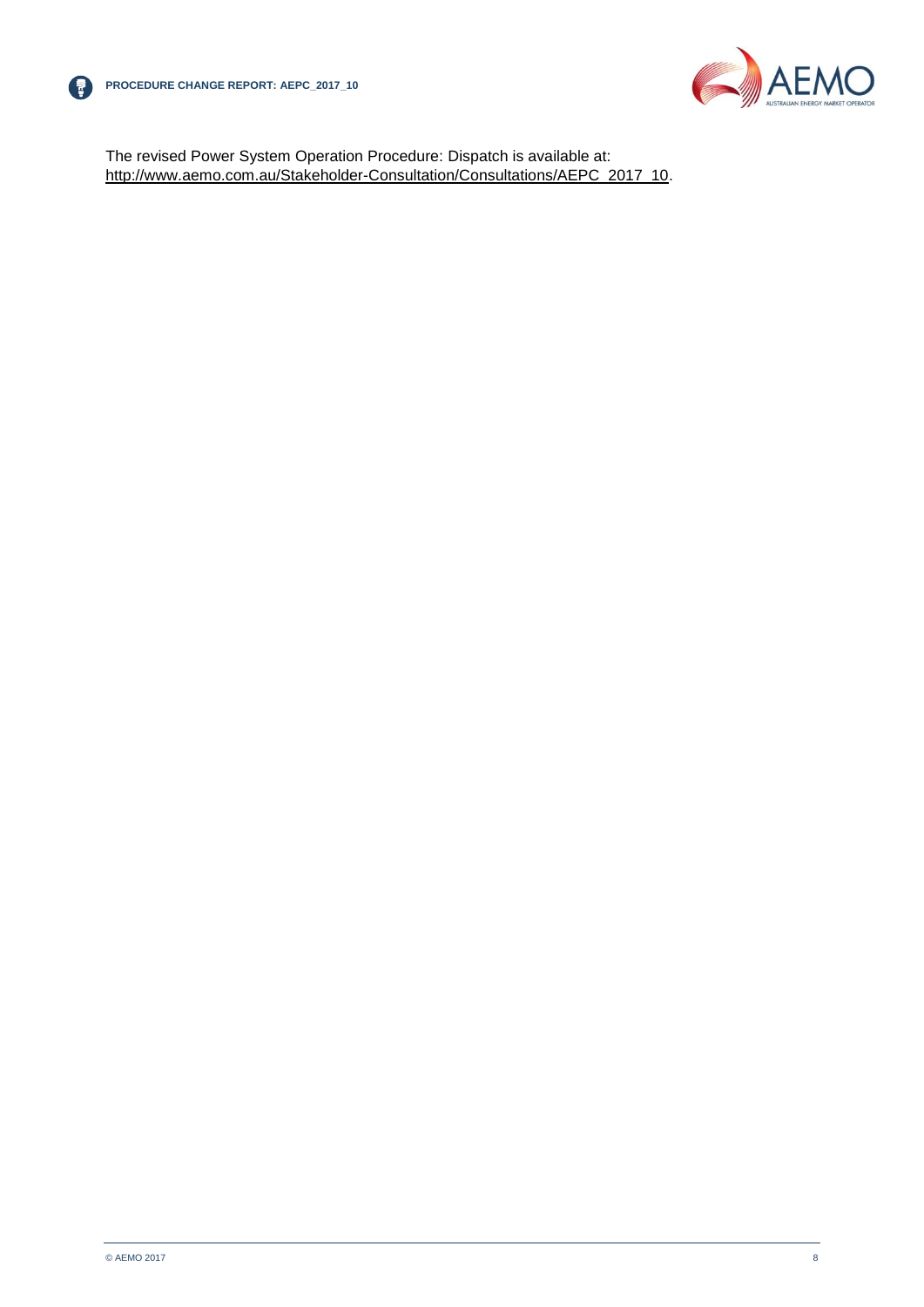The revised Power System Operation Procedure: Dispatch is available at: http://www.aemo.com.au/Stakeholder-Consultation/Consultations/AEPC_2017_10.